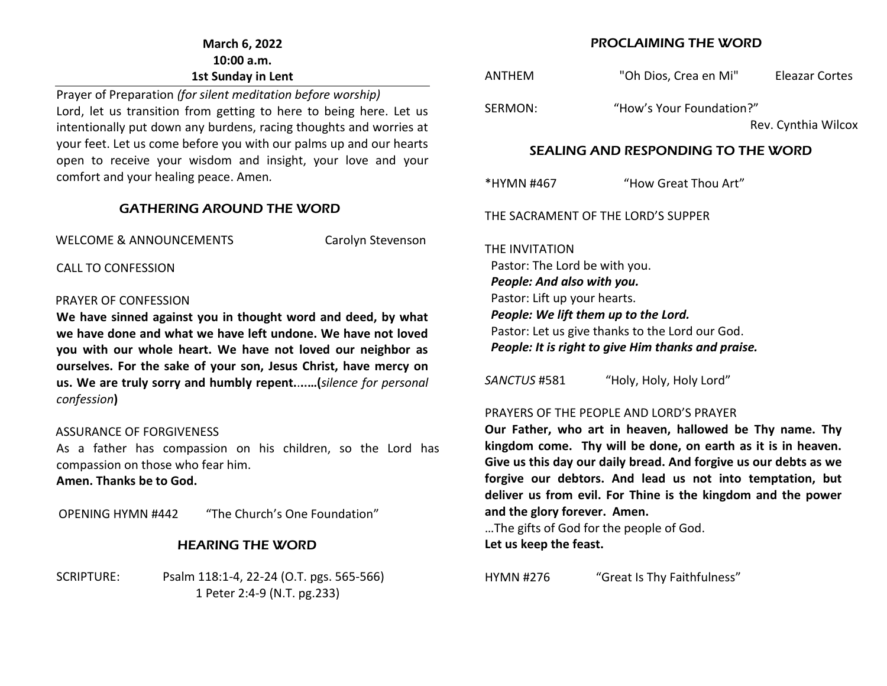**March 6, 2022**
**10:00 a.m.**
**1st Sunday in Lent**

Prayer of Preparation *(for silent meditation before worship)*
Lord, let us transition from getting to here to being here. Let us intentionally put down any burdens, racing thoughts and worries at your feet. Let us come before you with our palms up and our hearts open to receive your wisdom and insight, your love and your comfort and your healing peace. Amen.

## GATHERING AROUND THE WORD

WELCOME & ANNOUNCEMENTS Carolyn Stevenson

CALL TO CONFESSION

PRAYER OF CONFESSION
**We have sinned against you in thought word and deed, by what we have done and what we have left undone. We have not loved you with our whole heart. We have not loved our neighbor as ourselves. For the sake of your son, Jesus Christ, have mercy on us. We are truly sorry and humbly repent.......(***silence for personal confession***)**

ASSURANCE OF FORGIVENESS
As a father has compassion on his children, so the Lord has compassion on those who fear him.
**Amen. Thanks be to God.**

OPENING HYMN #442 "The Church's One Foundation"

## HEARING THE WORD

SCRIPTURE: Psalm 118:1-4, 22-24 (O.T. pgs. 565-566)
1 Peter 2:4-9 (N.T. pg.233)

## PROCLAIMING THE WORD

ANTHEM "Oh Dios, Crea en Mi" Eleazar Cortes

SERMON: "How's Your Foundation?"
Rev. Cynthia Wilcox

## SEALING AND RESPONDING TO THE WORD

*HYMN #467 "How Great Thou Art"

THE SACRAMENT OF THE LORD'S SUPPER

THE INVITATION
Pastor: The Lord be with you.
***People: And also with you.***
Pastor: Lift up your hearts.
***People: We lift them up to the Lord.***
Pastor: Let us give thanks to the Lord our God.
***People: It is right to give Him thanks and praise.***

*SANCTUS* #581 "Holy, Holy, Holy Lord"

PRAYERS OF THE PEOPLE AND LORD'S PRAYER
**Our Father, who art in heaven, hallowed be Thy name. Thy kingdom come. Thy will be done, on earth as it is in heaven. Give us this day our daily bread. And forgive us our debts as we forgive our debtors. And lead us not into temptation, but deliver us from evil. For Thine is the kingdom and the power and the glory forever. Amen.**
…The gifts of God for the people of God.
**Let us keep the feast.**

HYMN #276 "Great Is Thy Faithfulness"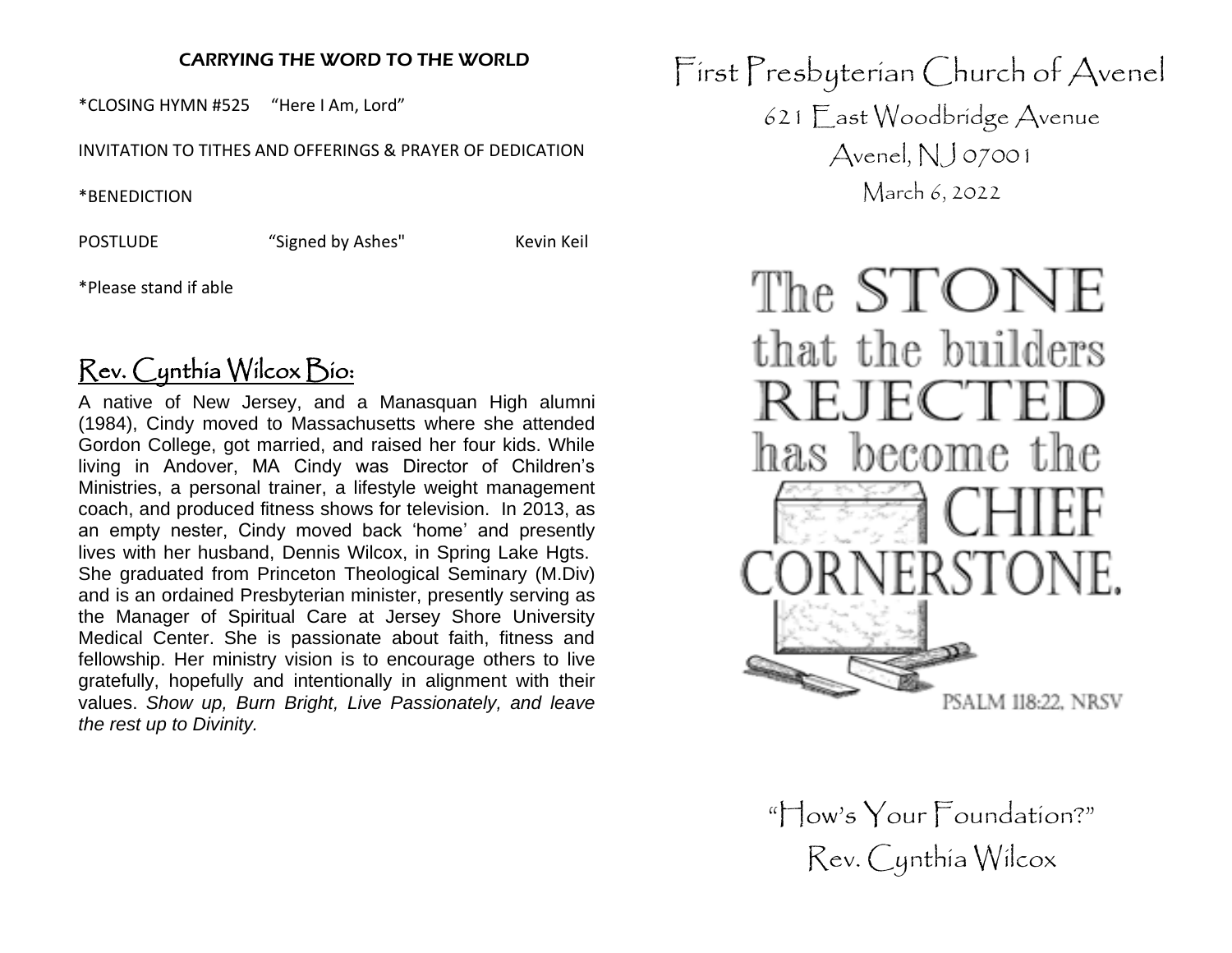## CARRYING THE WORD TO THE WORLD

*CLOSING HYMN #525 "Here I Am, Lord"

INVITATION TO TITHES AND OFFERINGS & PRAYER OF DEDICATION

*BENEDICTION

POSTLUDE "Signed by Ashes" Kevin Keil

*Please stand if able

## Rev. Cynthia Wilcox Bio:

A native of New Jersey, and a Manasquan High alumni (1984), Cindy moved to Massachusetts where she attended Gordon College, got married, and raised her four kids. While living in Andover, MA Cindy was Director of Children's Ministries, a personal trainer, a lifestyle weight management coach, and produced fitness shows for television. In 2013, as an empty nester, Cindy moved back 'home' and presently lives with her husband, Dennis Wilcox, in Spring Lake Hgts. She graduated from Princeton Theological Seminary (M.Div) and is an ordained Presbyterian minister, presently serving as the Manager of Spiritual Care at Jersey Shore University Medical Center. She is passionate about faith, fitness and fellowship. Her ministry vision is to encourage others to live gratefully, hopefully and intentionally in alignment with their values. *Show up, Burn Bright, Live Passionately, and leave the rest up to Divinity.*

# First Presbyterian Church of Avenel

621 East Woodbridge Avenue

Avenel, NJ 07001

March 6, 2022

The STONE that the builders REJECTED has become the CHIEF CORNERSTONE.

PSALM 118:22, NRSV

"How's Your Foundation?"

Rev. Cynthia Wilcox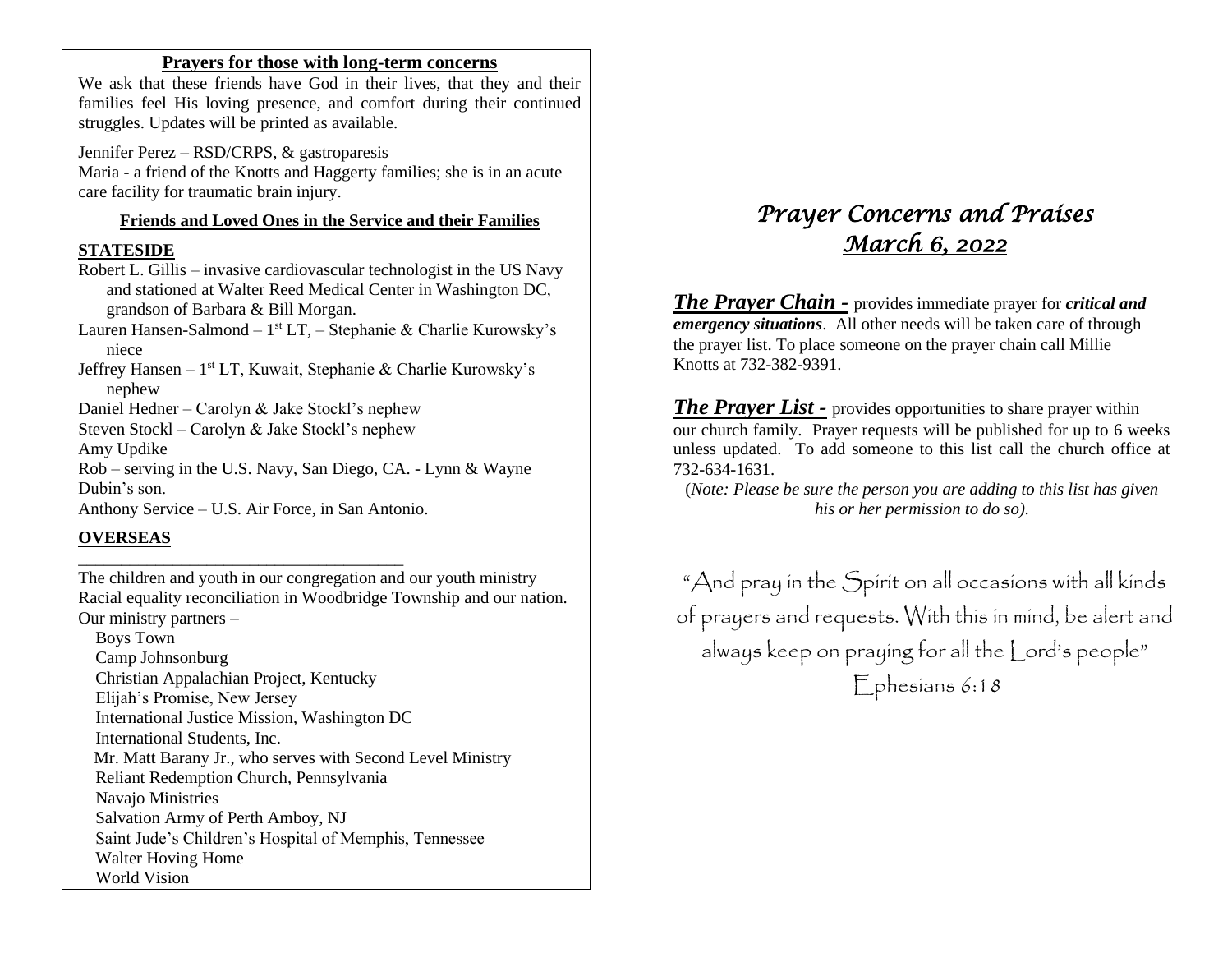## Prayers for those with long-term concerns

We ask that these friends have God in their lives, that they and their families feel His loving presence, and comfort during their continued struggles. Updates will be printed as available.

Jennifer Perez – RSD/CRPS, & gastroparesis
Maria - a friend of the Knotts and Haggerty families; she is in an acute care facility for traumatic brain injury.

### Friends and Loved Ones in the Service and their Families

**STATESIDE**

Robert L. Gillis – invasive cardiovascular technologist in the US Navy and stationed at Walter Reed Medical Center in Washington DC, grandson of Barbara & Bill Morgan.
Lauren Hansen-Salmond – 1st LT, – Stephanie & Charlie Kurowsky's niece
Jeffrey Hansen – 1st LT, Kuwait, Stephanie & Charlie Kurowsky's nephew
Daniel Hedner – Carolyn & Jake Stockl's nephew
Steven Stockl – Carolyn & Jake Stockl's nephew
Amy Updike
Rob – serving in the U.S. Navy, San Diego, CA. - Lynn & Wayne Dubin's son.
Anthony Service – U.S. Air Force, in San Antonio.

**OVERSEAS**

---

The children and youth in our congregation and our youth ministry
Racial equality reconciliation in Woodbridge Township and our nation.
Our ministry partners –
- Boys Town
- Camp Johnsonburg
- Christian Appalachian Project, Kentucky
- Elijah's Promise, New Jersey
- International Justice Mission, Washington DC
- International Students, Inc.
- Mr. Matt Barany Jr., who serves with Second Level Ministry
- Reliant Redemption Church, Pennsylvania
- Navajo Ministries
- Salvation Army of Perth Amboy, NJ
- Saint Jude's Children's Hospital of Memphis, Tennessee
- Walter Hoving Home
- World Vision

# *Prayer Concerns and Praises*
# *March 6, 2022*

***The Prayer Chain -*** provides immediate prayer for ***critical and emergency situations***. All other needs will be taken care of through the prayer list. To place someone on the prayer chain call Millie Knotts at 732-382-9391.

***The Prayer List -*** provides opportunities to share prayer within our church family. Prayer requests will be published for up to 6 weeks unless updated. To add someone to this list call the church office at 732-634-1631.

(*Note: Please be sure the person you are adding to this list has given his or her permission to do so).*

"And pray in the Spirit on all occasions with all kinds of prayers and requests. With this in mind, be alert and always keep on praying for all the Lord's people"
Ephesians 6:18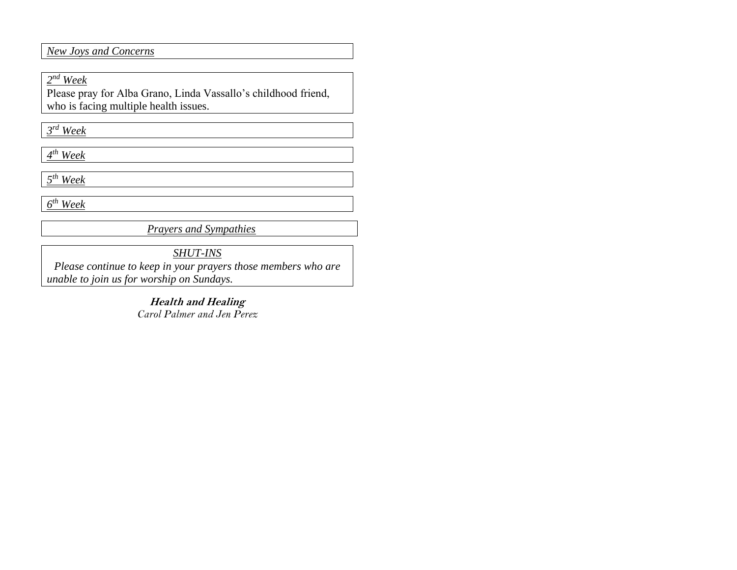*New Joys and Concerns*

*2nd Week*

Please pray for Alba Grano, Linda Vassallo's childhood friend, who is facing multiple health issues.

*3rd Week*

*4th Week*

*5th Week*

*6th Week*

*Prayers and Sympathies*

*SHUT-INS*

*Please continue to keep in your prayers those members who are unable to join us for worship on Sundays.*

**Health and Healing**

*Carol Palmer and Jen Perez*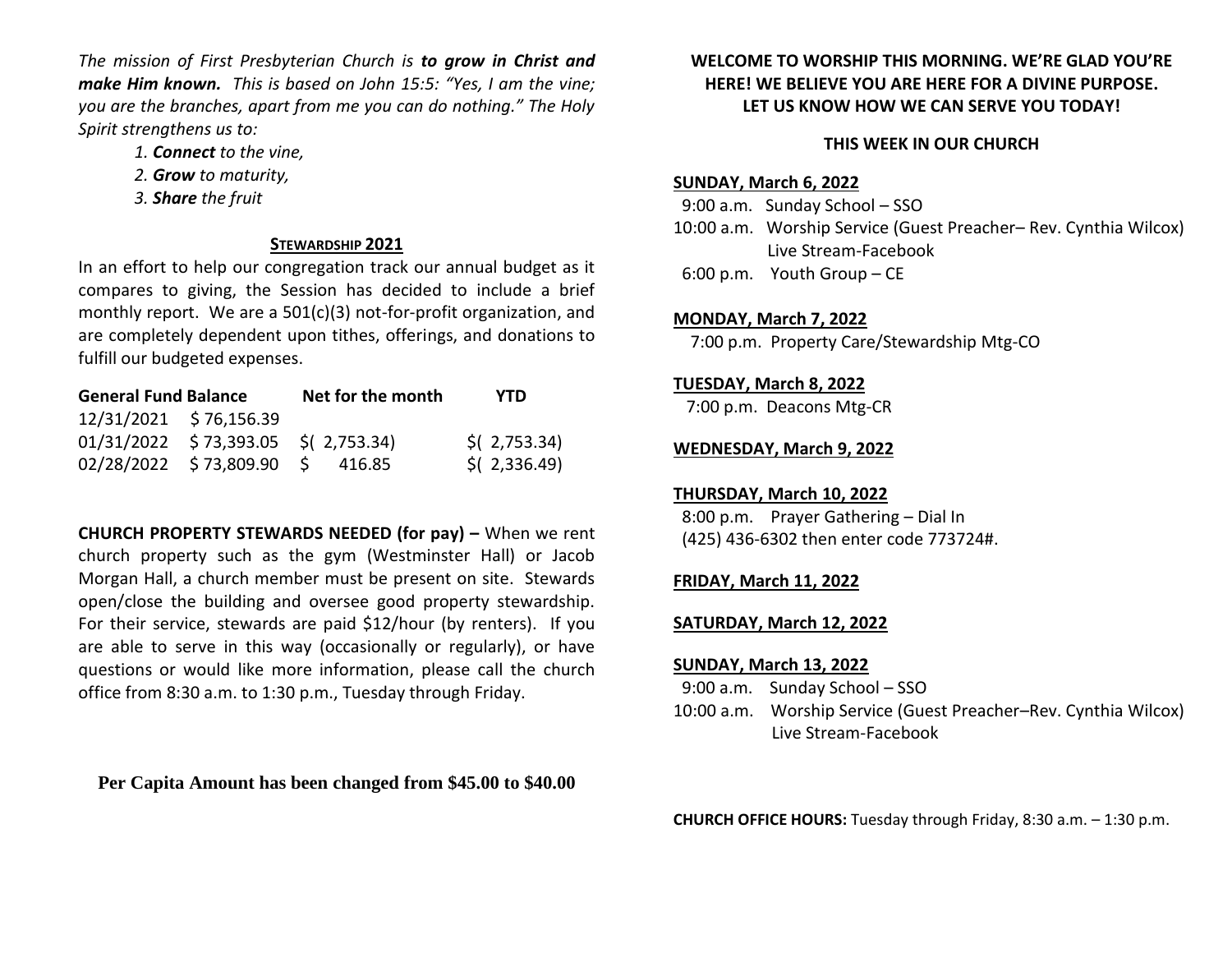*The mission of First Presbyterian Church is* ***to grow in Christ and make Him known.*** *This is based on John 15:5: "Yes, I am the vine; you are the branches, apart from me you can do nothing." The Holy Spirit strengthens us to:*

1. ***Connect*** *to the vine,*
2. ***Grow*** *to maturity,*
3. ***Share*** *the fruit*

## STEWARDSHIP 2021

In an effort to help our congregation track our annual budget as it compares to giving, the Session has decided to include a brief monthly report. We are a 501(c)(3) not-for-profit organization, and are completely dependent upon tithes, offerings, and donations to fulfill our budgeted expenses.

| General Fund Balance | | Net for the month | YTD |
|---|---|---|---|
| 12/31/2021 | $ 76,156.39 | | |
| 01/31/2022 | $ 73,393.05 | $( 2,753.34) | $( 2,753.34) |
| 02/28/2022 | $ 73,809.90 | $ 416.85 | $( 2,336.49) |

**CHURCH PROPERTY STEWARDS NEEDED (for pay) –** When we rent church property such as the gym (Westminster Hall) or Jacob Morgan Hall, a church member must be present on site. Stewards open/close the building and oversee good property stewardship. For their service, stewards are paid $12/hour (by renters). If you are able to serve in this way (occasionally or regularly), or have questions or would like more information, please call the church office from 8:30 a.m. to 1:30 p.m., Tuesday through Friday.

**Per Capita Amount has been changed from $45.00 to $40.00**

**WELCOME TO WORSHIP THIS MORNING. WE'RE GLAD YOU'RE HERE! WE BELIEVE YOU ARE HERE FOR A DIVINE PURPOSE. LET US KNOW HOW WE CAN SERVE YOU TODAY!**

## THIS WEEK IN OUR CHURCH

**SUNDAY, March 6, 2022**

9:00 a.m. Sunday School – SSO
10:00 a.m. Worship Service (Guest Preacher– Rev. Cynthia Wilcox)
Live Stream-Facebook
6:00 p.m. Youth Group – CE

**MONDAY, March 7, 2022**

7:00 p.m. Property Care/Stewardship Mtg-CO

**TUESDAY, March 8, 2022**

7:00 p.m. Deacons Mtg-CR

**WEDNESDAY, March 9, 2022**

**THURSDAY, March 10, 2022**

8:00 p.m. Prayer Gathering – Dial In
(425) 436-6302 then enter code 773724#.

**FRIDAY, March 11, 2022**

**SATURDAY, March 12, 2022**

**SUNDAY, March 13, 2022**

9:00 a.m. Sunday School – SSO
10:00 a.m. Worship Service (Guest Preacher–Rev. Cynthia Wilcox)
Live Stream-Facebook

**CHURCH OFFICE HOURS:** Tuesday through Friday, 8:30 a.m. – 1:30 p.m.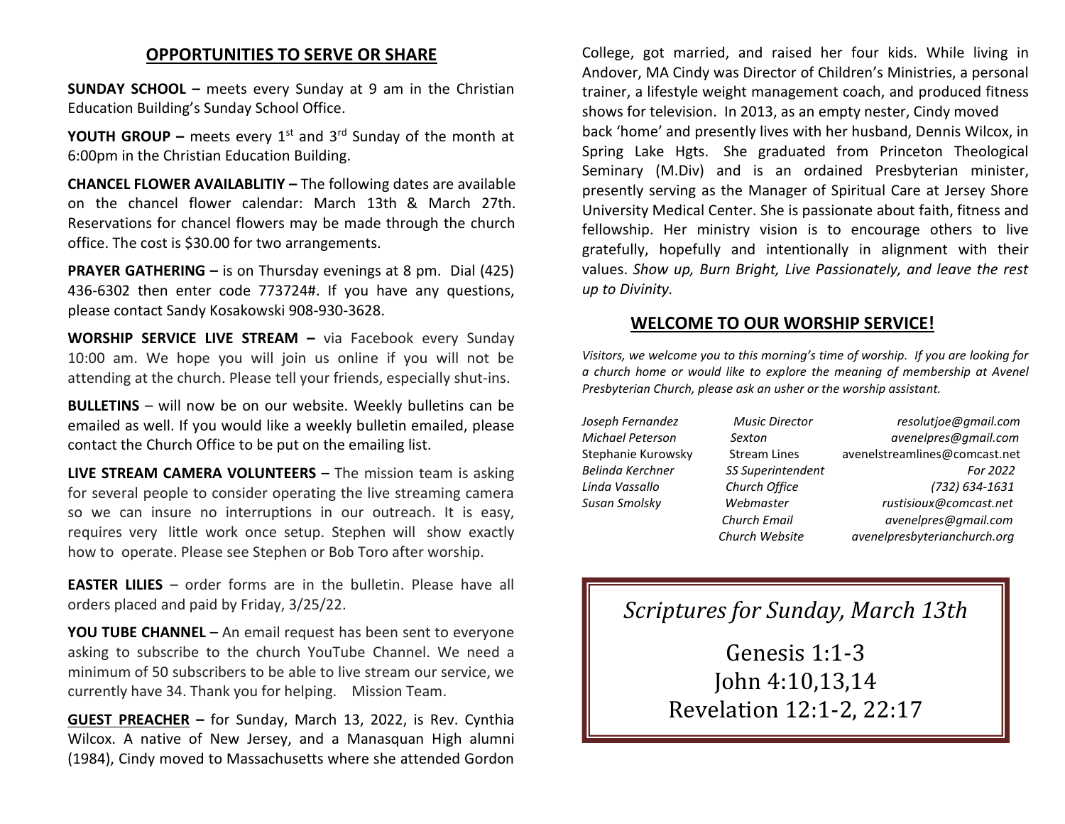## OPPORTUNITIES TO SERVE OR SHARE

**SUNDAY SCHOOL –** meets every Sunday at 9 am in the Christian Education Building's Sunday School Office.

**YOUTH GROUP –** meets every 1st and 3rd Sunday of the month at 6:00pm in the Christian Education Building.

**CHANCEL FLOWER AVAILABLITIY –** The following dates are available on the chancel flower calendar: March 13th & March 27th. Reservations for chancel flowers may be made through the church office. The cost is $30.00 for two arrangements.

**PRAYER GATHERING –** is on Thursday evenings at 8 pm. Dial (425) 436-6302 then enter code 773724#. If you have any questions, please contact Sandy Kosakowski 908-930-3628.

**WORSHIP SERVICE LIVE STREAM –** via Facebook every Sunday 10:00 am. We hope you will join us online if you will not be attending at the church. Please tell your friends, especially shut-ins.

**BULLETINS** – will now be on our website. Weekly bulletins can be emailed as well. If you would like a weekly bulletin emailed, please contact the Church Office to be put on the emailing list.

**LIVE STREAM CAMERA VOLUNTEERS** – The mission team is asking for several people to consider operating the live streaming camera so we can insure no interruptions in our outreach. It is easy, requires very little work once setup. Stephen will show exactly how to operate. Please see Stephen or Bob Toro after worship.

**EASTER LILIES** – order forms are in the bulletin. Please have all orders placed and paid by Friday, 3/25/22.

**YOU TUBE CHANNEL** – An email request has been sent to everyone asking to subscribe to the church YouTube Channel. We need a minimum of 50 subscribers to be able to live stream our service, we currently have 34. Thank you for helping. Mission Team.

**GUEST PREACHER –** for Sunday, March 13, 2022, is Rev. Cynthia Wilcox. A native of New Jersey, and a Manasquan High alumni (1984), Cindy moved to Massachusetts where she attended Gordon College, got married, and raised her four kids. While living in Andover, MA Cindy was Director of Children's Ministries, a personal trainer, a lifestyle weight management coach, and produced fitness shows for television. In 2013, as an empty nester, Cindy moved back 'home' and presently lives with her husband, Dennis Wilcox, in Spring Lake Hgts. She graduated from Princeton Theological Seminary (M.Div) and is an ordained Presbyterian minister, presently serving as the Manager of Spiritual Care at Jersey Shore University Medical Center. She is passionate about faith, fitness and fellowship. Her ministry vision is to encourage others to live gratefully, hopefully and intentionally in alignment with their values. *Show up, Burn Bright, Live Passionately, and leave the rest up to Divinity.*

## WELCOME TO OUR WORSHIP SERVICE!

*Visitors, we welcome you to this morning's time of worship. If you are looking for a church home or would like to explore the meaning of membership at Avenel Presbyterian Church, please ask an usher or the worship assistant.*

| | | |
|---|---|---|
| *Joseph Fernandez* | *Music Director* | *resolutjoe@gmail.com* |
| *Michael Peterson* | *Sexton* | *avenelpres@gmail.com* |
| Stephanie Kurowsky | Stream Lines | avenelstreamlines@comcast.net |
| *Belinda Kerchner* | *SS Superintendent* | *For 2022* |
| *Linda Vassallo* | *Church Office* | *(732) 634-1631* |
| *Susan Smolsky* | *Webmaster* | *rustisioux@comcast.net* |
| | *Church Email* | *avenelpres@gmail.com* |
| | *Church Website* | *avenelpresbyterianchurch.org* |

*Scriptures for Sunday, March 13th*

Genesis 1:1-3
John 4:10,13,14
Revelation 12:1-2, 22:17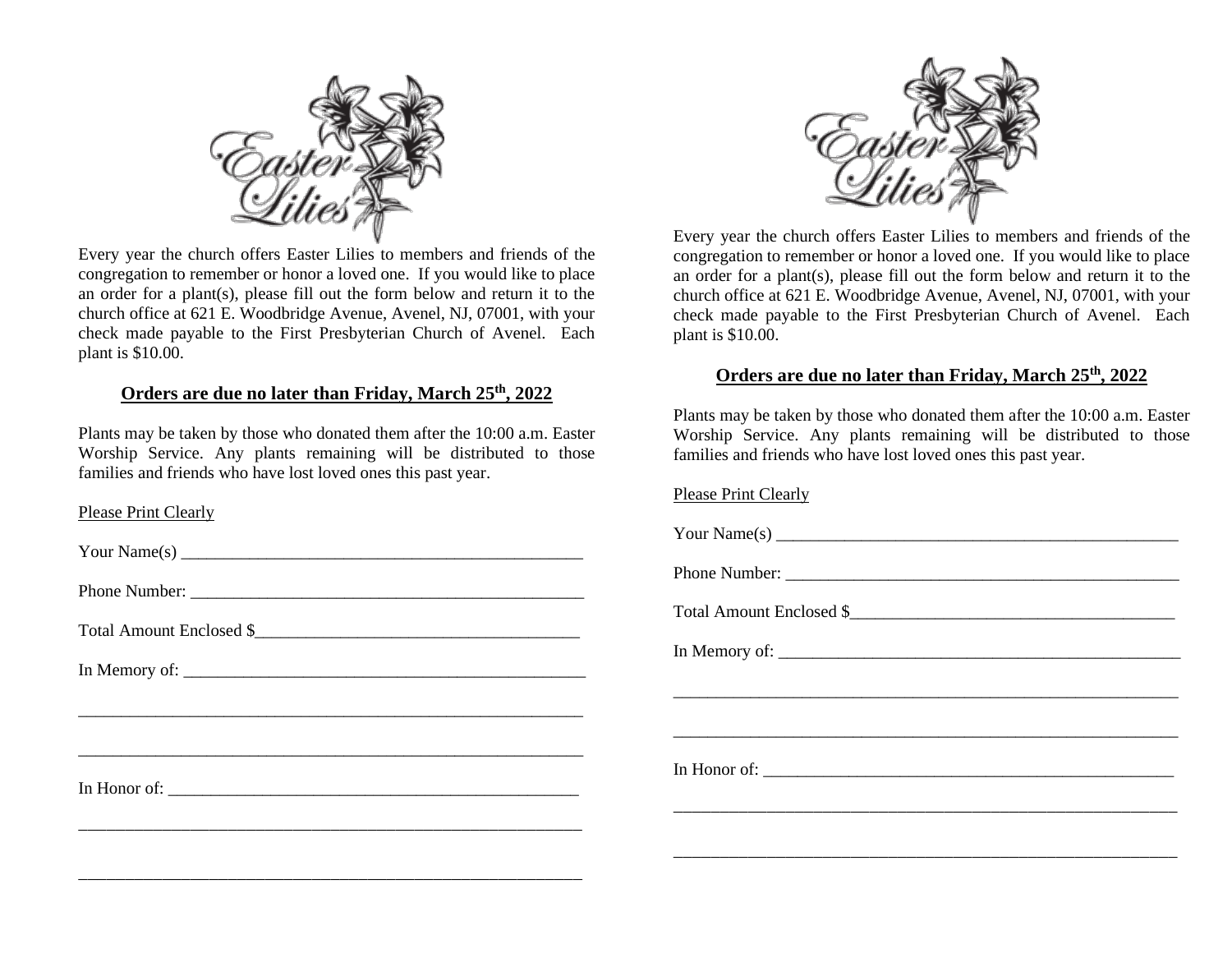Every year the church offers Easter Lilies to members and friends of the congregation to remember or honor a loved one. If you would like to place an order for a plant(s), please fill out the form below and return it to the church office at 621 E. Woodbridge Avenue, Avenel, NJ, 07001, with your check made payable to the First Presbyterian Church of Avenel. Each plant is $10.00.

**Orders are due no later than Friday, March 25th, 2022**

Plants may be taken by those who donated them after the 10:00 a.m. Easter Worship Service. Any plants remaining will be distributed to those families and friends who have lost loved ones this past year.

Please Print Clearly

Your Name(s) ______________________________________________

Phone Number: ______________________________________________

Total Amount Enclosed $____________________________________

In Memory of: ______________________________________________

____________________________________________________________

____________________________________________________________

In Honor of: _______________________________________________

____________________________________________________________

____________________________________________________________

Every year the church offers Easter Lilies to members and friends of the congregation to remember or honor a loved one. If you would like to place an order for a plant(s), please fill out the form below and return it to the church office at 621 E. Woodbridge Avenue, Avenel, NJ, 07001, with your check made payable to the First Presbyterian Church of Avenel. Each plant is $10.00.

**Orders are due no later than Friday, March 25th, 2022**

Plants may be taken by those who donated them after the 10:00 a.m. Easter Worship Service. Any plants remaining will be distributed to those families and friends who have lost loved ones this past year.

Please Print Clearly

Your Name(s) ______________________________________________

Phone Number: ______________________________________________

Total Amount Enclosed $____________________________________

In Memory of: ______________________________________________

____________________________________________________________

____________________________________________________________

In Honor of: _______________________________________________

____________________________________________________________

____________________________________________________________